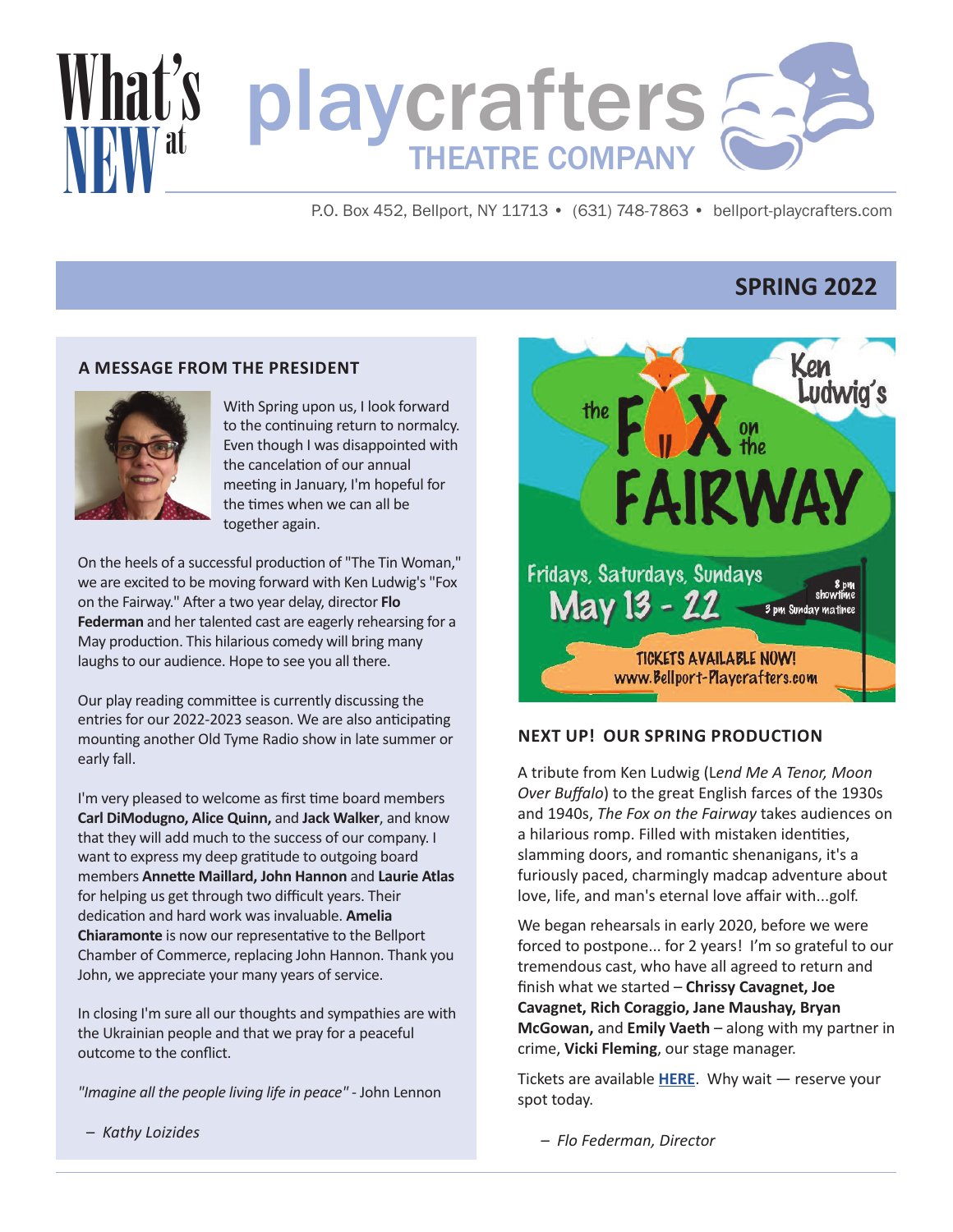# What's NEW at playcrafters THEATRE COMPANY

P.O. Box 452, Bellport, NY 11713 • (631) 748-7863 • bellport-playcrafters.com

**SPRING 2022**

## A MESSAGE FROM THE PRESIDENT

With Spring upon us, I look forward to the continuing return to normalcy. Even though I was disappointed with the cancelation of our annual meeting in January, I'm hopeful for the times when we can all be together again.

On the heels of a successful production of "The Tin Woman," we are excited to be moving forward with Ken Ludwig's "Fox on the Fairway." After a two year delay, director **Flo Federman** and her talented cast are eagerly rehearsing for a May production. This hilarious comedy will bring many laughs to our audience. Hope to see you all there.

Our play reading committee is currently discussing the entries for our 2022-2023 season. We are also anticipating mounting another Old Tyme Radio show in late summer or early fall.

I'm very pleased to welcome as first time board members **Carl DiModugno, Alice Quinn,** and **Jack Walker**, and know that they will add much to the success of our company. I want to express my deep gratitude to outgoing board members **Annette Maillard, John Hannon** and **Laurie Atlas** for helping us get through two difficult years. Their dedication and hard work was invaluable. **Amelia Chiaramonte** is now our representative to the Bellport Chamber of Commerce, replacing John Hannon. Thank you John, we appreciate your many years of service.

In closing I'm sure all our thoughts and sympathies are with the Ukrainian people and that we pray for a peaceful outcome to the conflict.

*"Imagine all the people living life in peace"* - John Lennon

– *Kathy Loizides*

Ken Ludwig's the FOX on the FAIRWAY

Fridays, Saturdays, Sundays
May 13 - 22
8 pm showtime
3 pm Sunday matinee

TICKETS AVAILABLE NOW!
www.Bellport-Playcrafters.com

## NEXT UP! OUR SPRING PRODUCTION

A tribute from Ken Ludwig (*Lend Me A Tenor, Moon Over Buffalo*) to the great English farces of the 1930s and 1940s, *The Fox on the Fairway* takes audiences on a hilarious romp. Filled with mistaken identities, slamming doors, and romantic shenanigans, it's a furiously paced, charmingly madcap adventure about love, life, and man's eternal love affair with...golf.

We began rehearsals in early 2020, before we were forced to postpone... for 2 years! I'm so grateful to our tremendous cast, who have all agreed to return and finish what we started – **Chrissy Cavagnet, Joe Cavagnet, Rich Coraggio, Jane Maushay, Bryan McGowan,** and **Emily Vaeth** – along with my partner in crime, **Vicki Fleming**, our stage manager.

Tickets are available **HERE**. Why wait — reserve your spot today.

– *Flo Federman, Director*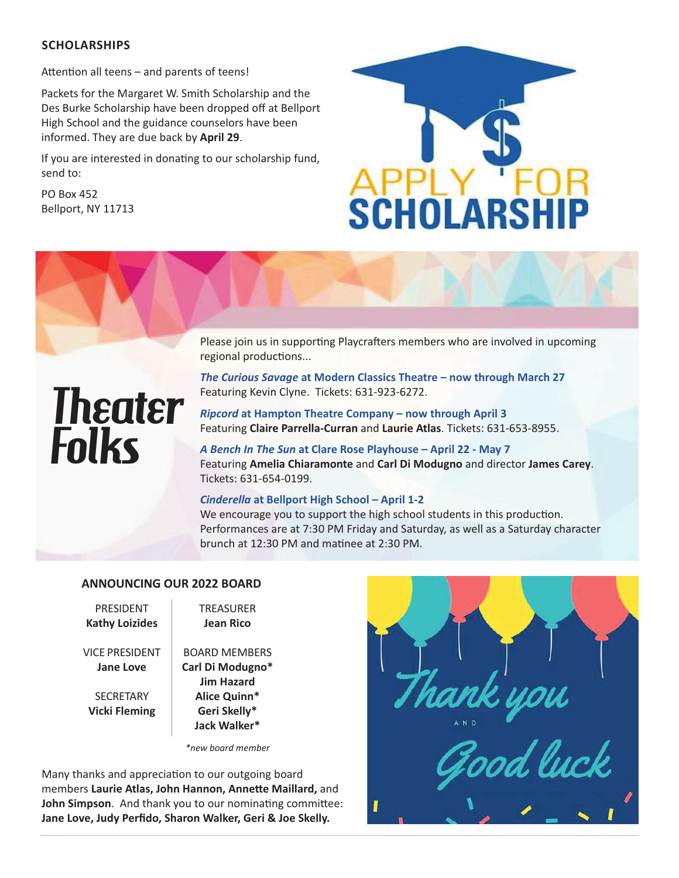## SCHOLARSHIPS

Attention all teens – and parents of teens!

Packets for the Margaret W. Smith Scholarship and the Des Burke Scholarship have been dropped off at Bellport High School and the guidance counselors have been informed. They are due back by **April 29**.

If you are interested in donating to our scholarship fund, send to:

PO Box 452
Bellport, NY 11713

APPLY FOR SCHOLARSHIP

## Theater Folks

Please join us in supporting Playcrafters members who are involved in upcoming regional productions...

***The Curious Savage*** **at Modern Classics Theatre – now through March 27**
Featuring Kevin Clyne. Tickets: 631-923-6272.

***Ripcord*** **at Hampton Theatre Company – now through April 3**
Featuring **Claire Parrella-Curran** and **Laurie Atlas**. Tickets: 631-653-8955.

***A Bench In The Sun*** **at Clare Rose Playhouse – April 22 - May 7**
Featuring **Amelia Chiaramonte** and **Carl Di Modugno** and director **James Carey**. Tickets: 631-654-0199.

***Cinderella*** **at Bellport High School – April 1-2**
We encourage you to support the high school students in this production. Performances are at 7:30 PM Friday and Saturday, as well as a Saturday character brunch at 12:30 PM and matinee at 2:30 PM.

## ANNOUNCING OUR 2022 BOARD

PRESIDENT
**Kathy Loizides**

VICE PRESIDENT
**Jane Love**

SECRETARY
**Vicki Fleming**

TREASURER
**Jean Rico**

BOARD MEMBERS
**Carl Di Modugno***
**Jim Hazard**
**Alice Quinn***
**Geri Skelly***
**Jack Walker***

*\*new board member*

Many thanks and appreciation to our outgoing board members **Laurie Atlas, John Hannon, Annette Maillard,** and **John Simpson**. And thank you to our nominating committee: **Jane Love, Judy Perfido, Sharon Walker, Geri & Joe Skelly.**

Thank you AND Good luck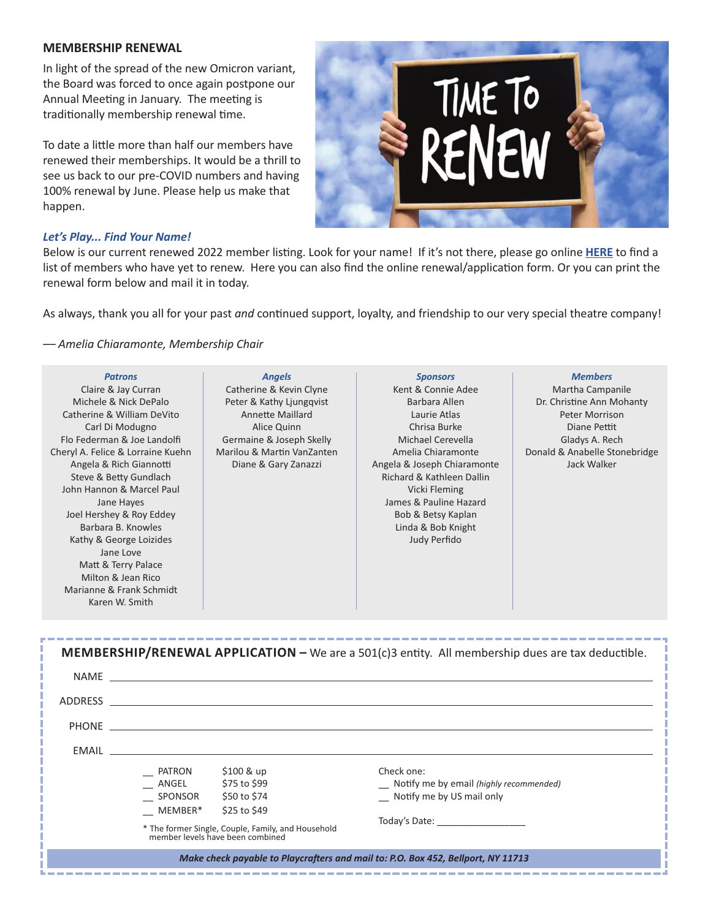## MEMBERSHIP RENEWAL

In light of the spread of the new Omicron variant, the Board was forced to once again postpone our Annual Meeting in January. The meeting is traditionally membership renewal time.

To date a little more than half our members have renewed their memberships. It would be a thrill to see us back to our pre-COVID numbers and having 100% renewal by June. Please help us make that happen.

### *Let's Play... Find Your Name!*

Below is our current renewed 2022 member listing. Look for your name! If it's not there, please go online **HERE** to find a list of members who have yet to renew. Here you can also find the online renewal/application form. Or you can print the renewal form below and mail it in today.

As always, thank you all for your past *and* continued support, loyalty, and friendship to our very special theatre company!

— *Amelia Chiaramonte, Membership Chair*

| *Patrons* | *Angels* | *Sponsors* | *Members* |
|---|---|---|---|
| Claire & Jay Curran | Catherine & Kevin Clyne | Kent & Connie Adee | Martha Campanile |
| Michele & Nick DePalo | Peter & Kathy Ljungqvist | Barbara Allen | Dr. Christine Ann Mohanty |
| Catherine & William DeVito | Annette Maillard | Laurie Atlas | Peter Morrison |
| Carl Di Modugno | Alice Quinn | Chrisa Burke | Diane Pettit |
| Flo Federman & Joe Landolfi | Germaine & Joseph Skelly | Michael Cerevella | Gladys A. Rech |
| Cheryl A. Felice & Lorraine Kuehn | Marilou & Martin VanZanten | Amelia Chiaramonte | Donald & Anabelle Stonebridge |
| Angela & Rich Giannotti | Diane & Gary Zanazzi | Angela & Joseph Chiaramonte | Jack Walker |
| Steve & Betty Gundlach | | Richard & Kathleen Dallin | |
| John Hannon & Marcel Paul | | Vicki Fleming | |
| Jane Hayes | | James & Pauline Hazard | |
| Joel Hershey & Roy Eddey | | Bob & Betsy Kaplan | |
| Barbara B. Knowles | | Linda & Bob Knight | |
| Kathy & George Loizides | | Judy Perfido | |
| Jane Love | | | |
| Matt & Terry Palace | | | |
| Milton & Jean Rico | | | |
| Marianne & Frank Schmidt | | | |
| Karen W. Smith | | | |

**MEMBERSHIP/RENEWAL APPLICATION –** We are a 501(c)3 entity. All membership dues are tax deductible.

NAME ______________________________

ADDRESS ______________________________

PHONE ______________________________

EMAIL ______________________________

__ PATRON $100 & up
__ ANGEL $75 to $99
__ SPONSOR $50 to $74
__ MEMBER* $25 to $49

\* The former Single, Couple, Family, and Household member levels have been combined

Check one:
__ Notify me by email *(highly recommended)*
__ Notify me by US mail only

Today's Date: ________________

***Make check payable to Playcrafters and mail to: P.O. Box 452, Bellport, NY 11713***